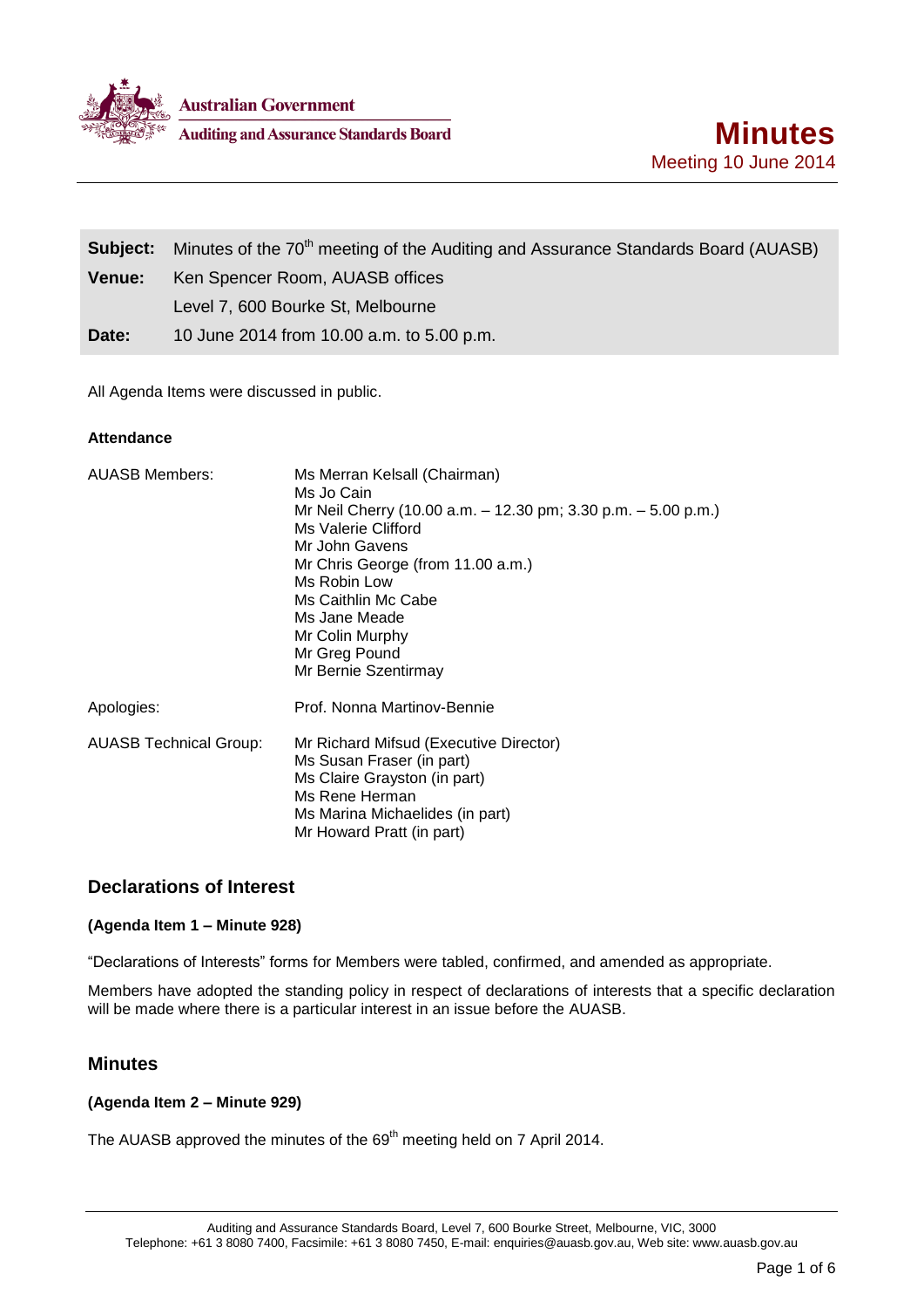Australian Government
Auditing and Assurance Standards Board

# Minutes

Meeting 10 June 2014

| | |
|---|---|
| **Subject:** | Minutes of the 70th meeting of the Auditing and Assurance Standards Board (AUASB) |
| **Venue:** | Ken Spencer Room, AUASB offices<br>Level 7, 600 Bourke St, Melbourne |
| **Date:** | 10 June 2014 from 10.00 a.m. to 5.00 p.m. |

All Agenda Items were discussed in public.

**Attendance**

| | |
|---|---|
| AUASB Members: | Ms Merran Kelsall (Chairman)<br>Ms Jo Cain<br>Mr Neil Cherry (10.00 a.m. – 12.30 pm; 3.30 p.m. – 5.00 p.m.)<br>Ms Valerie Clifford<br>Mr John Gavens<br>Mr Chris George (from 11.00 a.m.)<br>Ms Robin Low<br>Ms Caithlin Mc Cabe<br>Ms Jane Meade<br>Mr Colin Murphy<br>Mr Greg Pound<br>Mr Bernie Szentirmay |
| Apologies: | Prof. Nonna Martinov-Bennie |
| AUASB Technical Group: | Mr Richard Mifsud (Executive Director)<br>Ms Susan Fraser (in part)<br>Ms Claire Grayston (in part)<br>Ms Rene Herman<br>Ms Marina Michaelides (in part)<br>Mr Howard Pratt (in part) |

## Declarations of Interest

**(Agenda Item 1 – Minute 928)**

"Declarations of Interests" forms for Members were tabled, confirmed, and amended as appropriate.

Members have adopted the standing policy in respect of declarations of interests that a specific declaration will be made where there is a particular interest in an issue before the AUASB.

## Minutes

**(Agenda Item 2 – Minute 929)**

The AUASB approved the minutes of the 69th meeting held on 7 April 2014.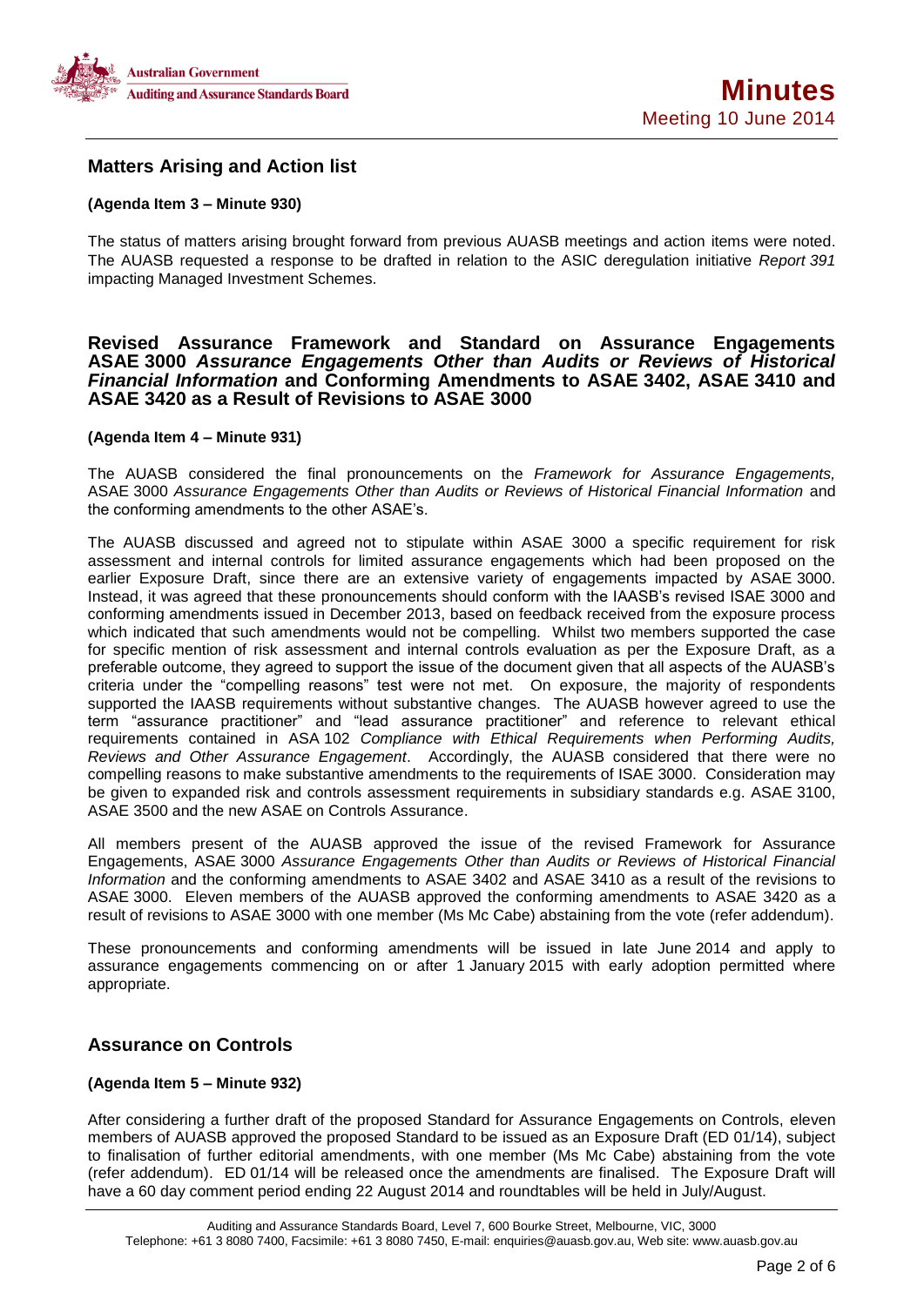## Matters Arising and Action list

**(Agenda Item 3 – Minute 930)**

The status of matters arising brought forward from previous AUASB meetings and action items were noted. The AUASB requested a response to be drafted in relation to the ASIC deregulation initiative *Report 391* impacting Managed Investment Schemes.

## Revised Assurance Framework and Standard on Assurance Engagements ASAE 3000 *Assurance Engagements Other than Audits or Reviews of Historical Financial Information* and Conforming Amendments to ASAE 3402, ASAE 3410 and ASAE 3420 as a Result of Revisions to ASAE 3000

**(Agenda Item 4 – Minute 931)**

The AUASB considered the final pronouncements on the *Framework for Assurance Engagements,* ASAE 3000 *Assurance Engagements Other than Audits or Reviews of Historical Financial Information* and the conforming amendments to the other ASAE's.

The AUASB discussed and agreed not to stipulate within ASAE 3000 a specific requirement for risk assessment and internal controls for limited assurance engagements which had been proposed on the earlier Exposure Draft, since there are an extensive variety of engagements impacted by ASAE 3000. Instead, it was agreed that these pronouncements should conform with the IAASB's revised ISAE 3000 and conforming amendments issued in December 2013, based on feedback received from the exposure process which indicated that such amendments would not be compelling. Whilst two members supported the case for specific mention of risk assessment and internal controls evaluation as per the Exposure Draft, as a preferable outcome, they agreed to support the issue of the document given that all aspects of the AUASB's criteria under the "compelling reasons" test were not met. On exposure, the majority of respondents supported the IAASB requirements without substantive changes. The AUASB however agreed to use the term "assurance practitioner" and "lead assurance practitioner" and reference to relevant ethical requirements contained in ASA 102 *Compliance with Ethical Requirements when Performing Audits, Reviews and Other Assurance Engagement*. Accordingly, the AUASB considered that there were no compelling reasons to make substantive amendments to the requirements of ISAE 3000. Consideration may be given to expanded risk and controls assessment requirements in subsidiary standards e.g. ASAE 3100, ASAE 3500 and the new ASAE on Controls Assurance.

All members present of the AUASB approved the issue of the revised Framework for Assurance Engagements, ASAE 3000 *Assurance Engagements Other than Audits or Reviews of Historical Financial Information* and the conforming amendments to ASAE 3402 and ASAE 3410 as a result of the revisions to ASAE 3000. Eleven members of the AUASB approved the conforming amendments to ASAE 3420 as a result of revisions to ASAE 3000 with one member (Ms Mc Cabe) abstaining from the vote (refer addendum).

These pronouncements and conforming amendments will be issued in late June 2014 and apply to assurance engagements commencing on or after 1 January 2015 with early adoption permitted where appropriate.

## Assurance on Controls

**(Agenda Item 5 – Minute 932)**

After considering a further draft of the proposed Standard for Assurance Engagements on Controls, eleven members of AUASB approved the proposed Standard to be issued as an Exposure Draft (ED 01/14), subject to finalisation of further editorial amendments, with one member (Ms Mc Cabe) abstaining from the vote (refer addendum). ED 01/14 will be released once the amendments are finalised. The Exposure Draft will have a 60 day comment period ending 22 August 2014 and roundtables will be held in July/August.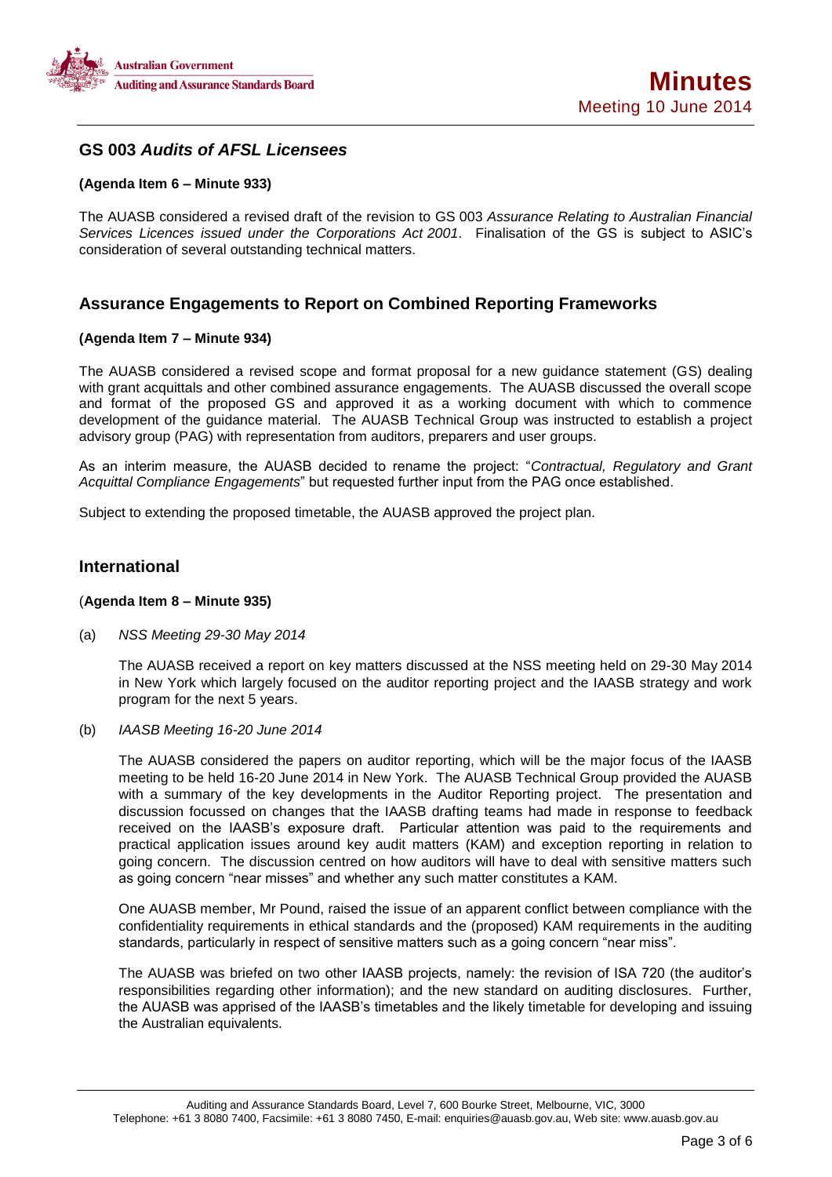## GS 003 *Audits of AFSL Licensees*

**(Agenda Item 6 – Minute 933)**

The AUASB considered a revised draft of the revision to GS 003 *Assurance Relating to Australian Financial Services Licences issued under the Corporations Act 2001*. Finalisation of the GS is subject to ASIC's consideration of several outstanding technical matters.

## Assurance Engagements to Report on Combined Reporting Frameworks

**(Agenda Item 7 – Minute 934)**

The AUASB considered a revised scope and format proposal for a new guidance statement (GS) dealing with grant acquittals and other combined assurance engagements. The AUASB discussed the overall scope and format of the proposed GS and approved it as a working document with which to commence development of the guidance material. The AUASB Technical Group was instructed to establish a project advisory group (PAG) with representation from auditors, preparers and user groups.

As an interim measure, the AUASB decided to rename the project: "*Contractual, Regulatory and Grant Acquittal Compliance Engagements*" but requested further input from the PAG once established.

Subject to extending the proposed timetable, the AUASB approved the project plan.

## International

(**Agenda Item 8 – Minute 935)**

(a) *NSS Meeting 29-30 May 2014*

The AUASB received a report on key matters discussed at the NSS meeting held on 29-30 May 2014 in New York which largely focused on the auditor reporting project and the IAASB strategy and work program for the next 5 years.

(b) *IAASB Meeting 16-20 June 2014*

The AUASB considered the papers on auditor reporting, which will be the major focus of the IAASB meeting to be held 16-20 June 2014 in New York. The AUASB Technical Group provided the AUASB with a summary of the key developments in the Auditor Reporting project. The presentation and discussion focussed on changes that the IAASB drafting teams had made in response to feedback received on the IAASB's exposure draft. Particular attention was paid to the requirements and practical application issues around key audit matters (KAM) and exception reporting in relation to going concern. The discussion centred on how auditors will have to deal with sensitive matters such as going concern "near misses" and whether any such matter constitutes a KAM.

One AUASB member, Mr Pound, raised the issue of an apparent conflict between compliance with the confidentiality requirements in ethical standards and the (proposed) KAM requirements in the auditing standards, particularly in respect of sensitive matters such as a going concern "near miss".

The AUASB was briefed on two other IAASB projects, namely: the revision of ISA 720 (the auditor's responsibilities regarding other information); and the new standard on auditing disclosures. Further, the AUASB was apprised of the IAASB's timetables and the likely timetable for developing and issuing the Australian equivalents.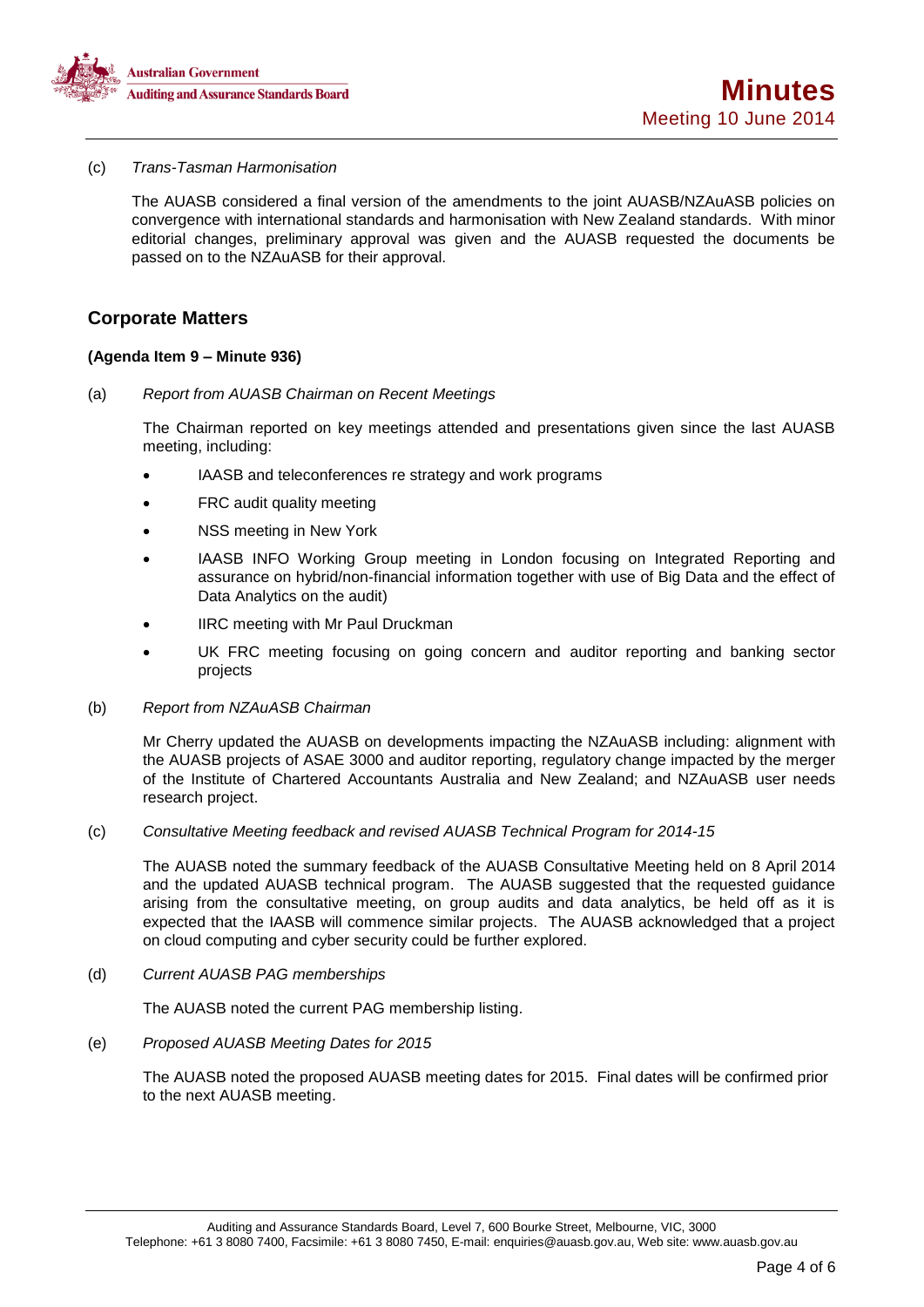(c) *Trans-Tasman Harmonisation*

The AUASB considered a final version of the amendments to the joint AUASB/NZAuASB policies on convergence with international standards and harmonisation with New Zealand standards. With minor editorial changes, preliminary approval was given and the AUASB requested the documents be passed on to the NZAuASB for their approval.

## Corporate Matters

**(Agenda Item 9 – Minute 936)**

(a) *Report from AUASB Chairman on Recent Meetings*

The Chairman reported on key meetings attended and presentations given since the last AUASB meeting, including:

- IAASB and teleconferences re strategy and work programs
- FRC audit quality meeting
- NSS meeting in New York
- IAASB INFO Working Group meeting in London focusing on Integrated Reporting and assurance on hybrid/non-financial information together with use of Big Data and the effect of Data Analytics on the audit)
- IIRC meeting with Mr Paul Druckman
- UK FRC meeting focusing on going concern and auditor reporting and banking sector projects

(b) *Report from NZAuASB Chairman*

Mr Cherry updated the AUASB on developments impacting the NZAuASB including: alignment with the AUASB projects of ASAE 3000 and auditor reporting, regulatory change impacted by the merger of the Institute of Chartered Accountants Australia and New Zealand; and NZAuASB user needs research project.

(c) *Consultative Meeting feedback and revised AUASB Technical Program for 2014-15*

The AUASB noted the summary feedback of the AUASB Consultative Meeting held on 8 April 2014 and the updated AUASB technical program. The AUASB suggested that the requested guidance arising from the consultative meeting, on group audits and data analytics, be held off as it is expected that the IAASB will commence similar projects. The AUASB acknowledged that a project on cloud computing and cyber security could be further explored.

(d) *Current AUASB PAG memberships*

The AUASB noted the current PAG membership listing.

(e) *Proposed AUASB Meeting Dates for 2015*

The AUASB noted the proposed AUASB meeting dates for 2015. Final dates will be confirmed prior to the next AUASB meeting.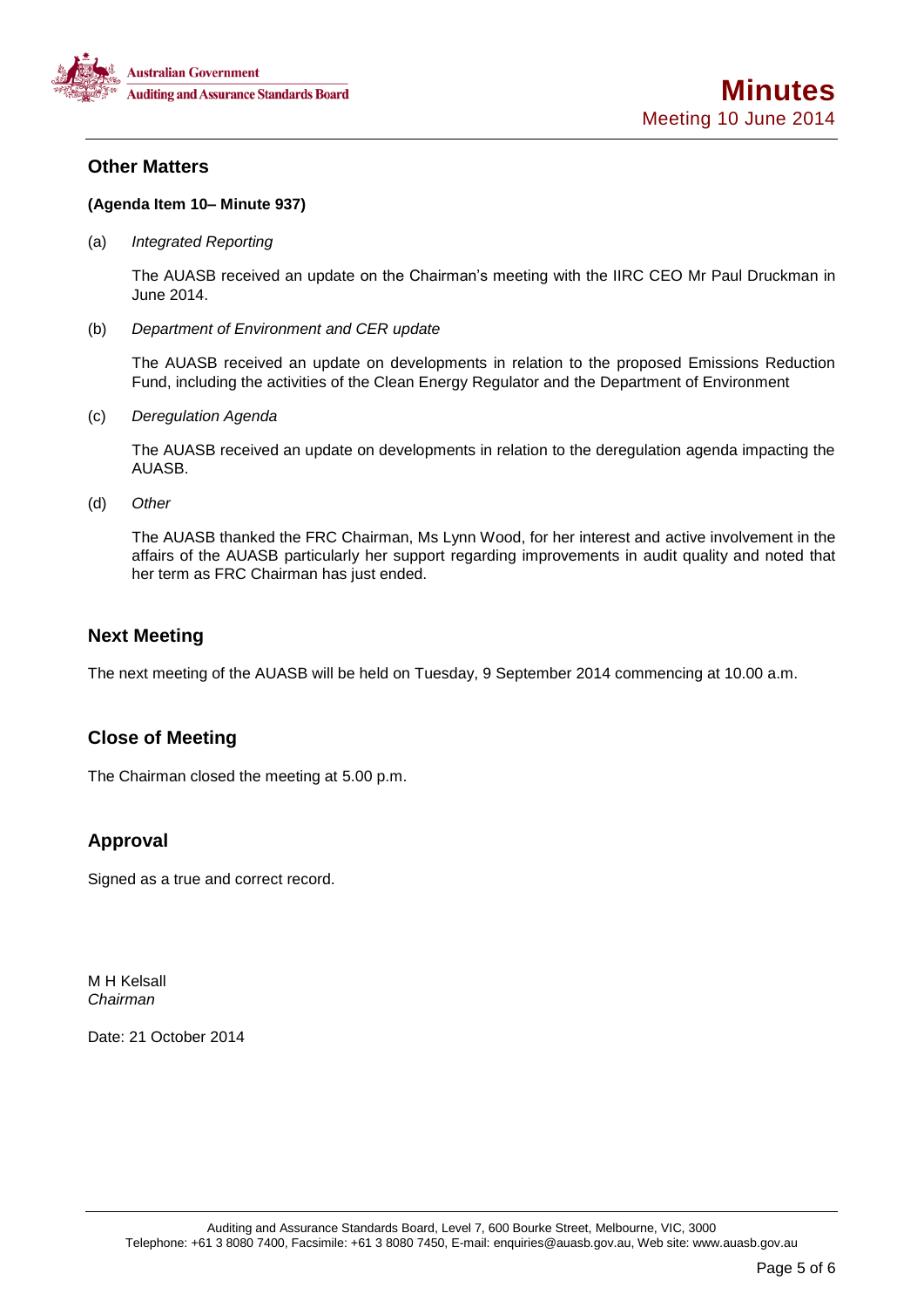## Other Matters

**(Agenda Item 10– Minute 937)**

(a) *Integrated Reporting*

The AUASB received an update on the Chairman's meeting with the IIRC CEO Mr Paul Druckman in June 2014.

(b) *Department of Environment and CER update*

The AUASB received an update on developments in relation to the proposed Emissions Reduction Fund, including the activities of the Clean Energy Regulator and the Department of Environment

(c) *Deregulation Agenda*

The AUASB received an update on developments in relation to the deregulation agenda impacting the AUASB.

(d) *Other*

The AUASB thanked the FRC Chairman, Ms Lynn Wood, for her interest and active involvement in the affairs of the AUASB particularly her support regarding improvements in audit quality and noted that her term as FRC Chairman has just ended.

## Next Meeting

The next meeting of the AUASB will be held on Tuesday, 9 September 2014 commencing at 10.00 a.m.

## Close of Meeting

The Chairman closed the meeting at 5.00 p.m.

## Approval

Signed as a true and correct record.

M H Kelsall
*Chairman*

Date: 21 October 2014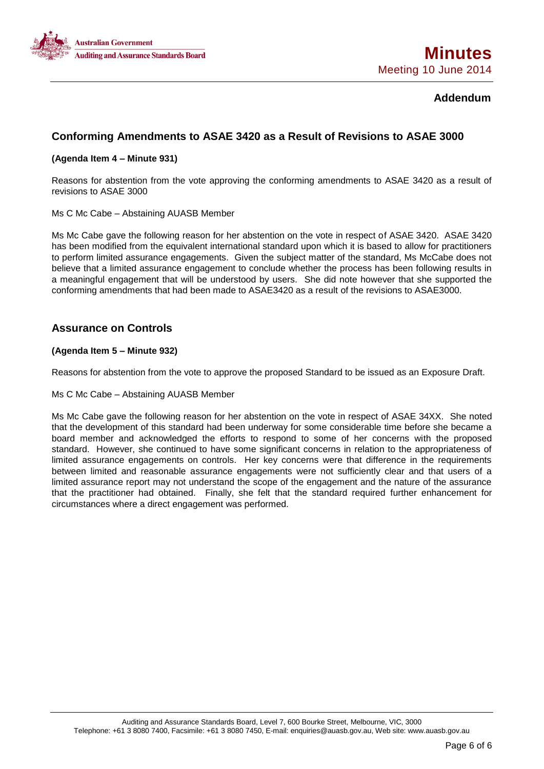# Minutes

Meeting 10 June 2014

**Addendum**

## Conforming Amendments to ASAE 3420 as a Result of Revisions to ASAE 3000

**(Agenda Item 4 – Minute 931)**

Reasons for abstention from the vote approving the conforming amendments to ASAE 3420 as a result of revisions to ASAE 3000

Ms C Mc Cabe – Abstaining AUASB Member

Ms Mc Cabe gave the following reason for her abstention on the vote in respect of ASAE 3420. ASAE 3420 has been modified from the equivalent international standard upon which it is based to allow for practitioners to perform limited assurance engagements. Given the subject matter of the standard, Ms McCabe does not believe that a limited assurance engagement to conclude whether the process has been following results in a meaningful engagement that will be understood by users. She did note however that she supported the conforming amendments that had been made to ASAE3420 as a result of the revisions to ASAE3000.

## Assurance on Controls

**(Agenda Item 5 – Minute 932)**

Reasons for abstention from the vote to approve the proposed Standard to be issued as an Exposure Draft.

Ms C Mc Cabe – Abstaining AUASB Member

Ms Mc Cabe gave the following reason for her abstention on the vote in respect of ASAE 34XX. She noted that the development of this standard had been underway for some considerable time before she became a board member and acknowledged the efforts to respond to some of her concerns with the proposed standard. However, she continued to have some significant concerns in relation to the appropriateness of limited assurance engagements on controls. Her key concerns were that difference in the requirements between limited and reasonable assurance engagements were not sufficiently clear and that users of a limited assurance report may not understand the scope of the engagement and the nature of the assurance that the practitioner had obtained. Finally, she felt that the standard required further enhancement for circumstances where a direct engagement was performed.